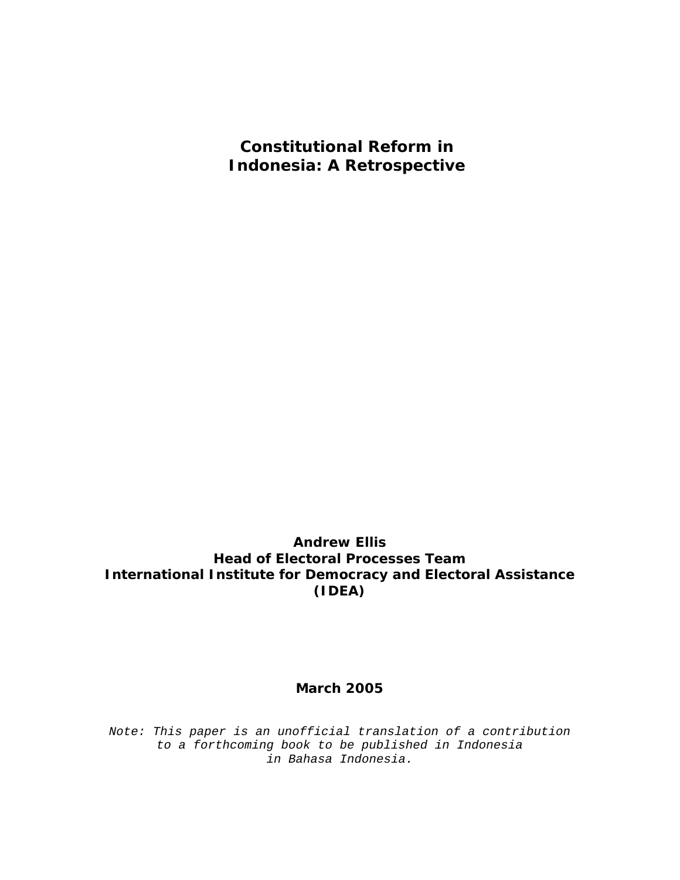# Constitutional Reform in Indonesia: A Retrospective

**Andrew Ellis**
**Head of Electoral Processes Team**
**International Institute for Democracy and Electoral Assistance (IDEA)**

**March 2005**

*Note: This paper is an unofficial translation of a contribution to a forthcoming book to be published in Indonesia in Bahasa Indonesia.*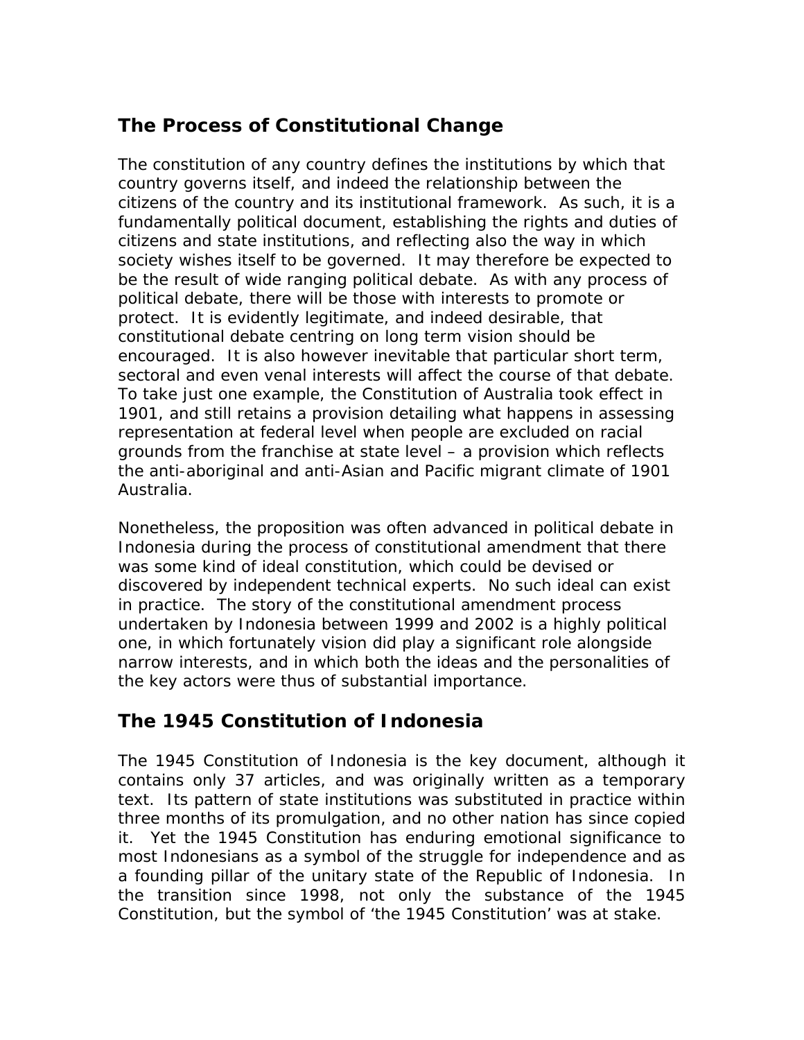## The Process of Constitutional Change

The constitution of any country defines the institutions by which that country governs itself, and indeed the relationship between the citizens of the country and its institutional framework. As such, it is a fundamentally political document, establishing the rights and duties of citizens and state institutions, and reflecting also the way in which society wishes itself to be governed. It may therefore be expected to be the result of wide ranging political debate. As with any process of political debate, there will be those with interests to promote or protect. It is evidently legitimate, and indeed desirable, that constitutional debate centring on long term vision should be encouraged. It is also however inevitable that particular short term, sectoral and even venal interests will affect the course of that debate. To take just one example, the Constitution of Australia took effect in 1901, and still retains a provision detailing what happens in assessing representation at federal level when people are excluded on racial grounds from the franchise at state level – a provision which reflects the anti-aboriginal and anti-Asian and Pacific migrant climate of 1901 Australia.

Nonetheless, the proposition was often advanced in political debate in Indonesia during the process of constitutional amendment that there was some kind of ideal constitution, which could be devised or discovered by independent technical experts. No such ideal can exist in practice. The story of the constitutional amendment process undertaken by Indonesia between 1999 and 2002 is a highly political one, in which fortunately vision did play a significant role alongside narrow interests, and in which both the ideas and the personalities of the key actors were thus of substantial importance.

## The 1945 Constitution of Indonesia

The 1945 Constitution of Indonesia is the key document, although it contains only 37 articles, and was originally written as a temporary text. Its pattern of state institutions was substituted in practice within three months of its promulgation, and no other nation has since copied it. Yet the 1945 Constitution has enduring emotional significance to most Indonesians as a symbol of the struggle for independence and as a founding pillar of the unitary state of the Republic of Indonesia. In the transition since 1998, not only the substance of the 1945 Constitution, but the symbol of 'the 1945 Constitution' was at stake.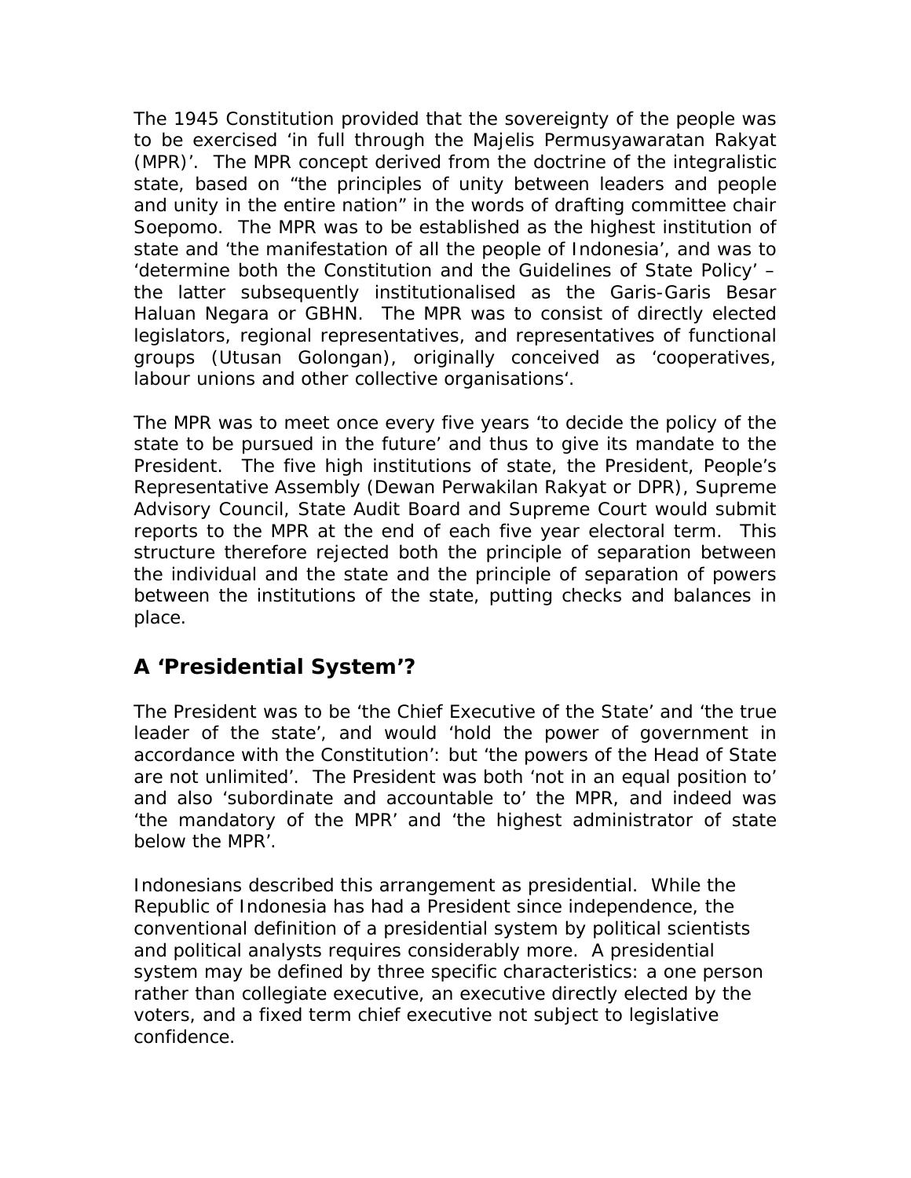The 1945 Constitution provided that the sovereignty of the people was to be exercised 'in full through the Majelis Permusyawaratan Rakyat (MPR)'. The MPR concept derived from the doctrine of the integralistic state, based on "the principles of unity between leaders and people and unity in the entire nation" in the words of drafting committee chair Soepomo. The MPR was to be established as the highest institution of state and 'the manifestation of all the people of Indonesia', and was to 'determine both the Constitution and the Guidelines of State Policy' – the latter subsequently institutionalised as the Garis-Garis Besar Haluan Negara or GBHN. The MPR was to consist of directly elected legislators, regional representatives, and representatives of functional groups (Utusan Golongan), originally conceived as 'cooperatives, labour unions and other collective organisations'.

The MPR was to meet once every five years 'to decide the policy of the state to be pursued in the future' and thus to give its mandate to the President. The five high institutions of state, the President, People's Representative Assembly (Dewan Perwakilan Rakyat or DPR), Supreme Advisory Council, State Audit Board and Supreme Court would submit reports to the MPR at the end of each five year electoral term. This structure therefore rejected both the principle of separation between the individual and the state and the principle of separation of powers between the institutions of the state, putting checks and balances in place.

## A 'Presidential System'?

The President was to be 'the Chief Executive of the State' and 'the true leader of the state', and would 'hold the power of government in accordance with the Constitution': but 'the powers of the Head of State are not unlimited'. The President was both 'not in an equal position to' and also 'subordinate and accountable to' the MPR, and indeed was 'the mandatory of the MPR' and 'the highest administrator of state below the MPR'.

Indonesians described this arrangement as presidential. While the Republic of Indonesia has had a President since independence, the conventional definition of a presidential system by political scientists and political analysts requires considerably more. A presidential system may be defined by three specific characteristics: a one person rather than collegiate executive, an executive directly elected by the voters, and a fixed term chief executive not subject to legislative confidence.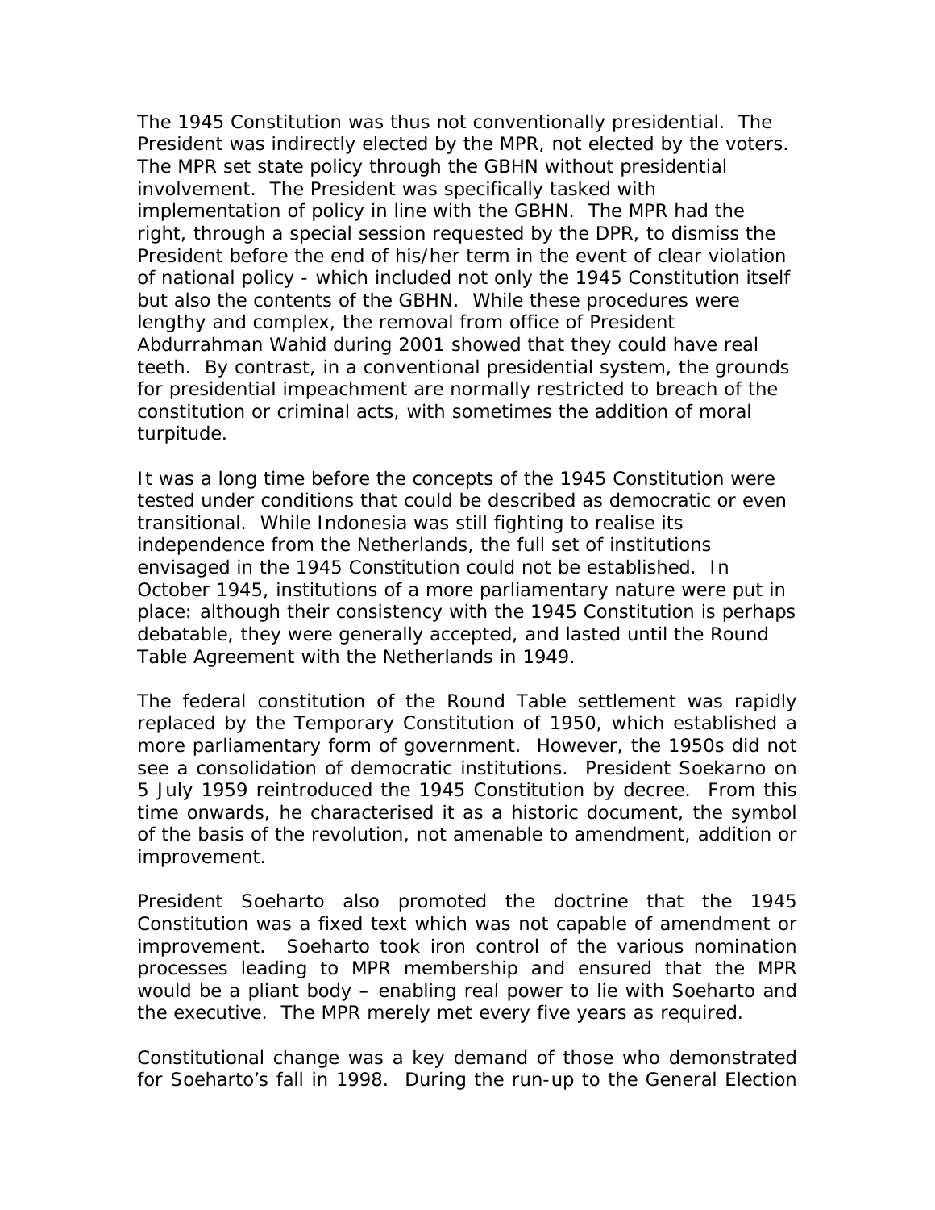The 1945 Constitution was thus not conventionally presidential. The President was indirectly elected by the MPR, not elected by the voters. The MPR set state policy through the GBHN without presidential involvement. The President was specifically tasked with implementation of policy in line with the GBHN. The MPR had the right, through a special session requested by the DPR, to dismiss the President before the end of his/her term in the event of clear violation of national policy - which included not only the 1945 Constitution itself but also the contents of the GBHN. While these procedures were lengthy and complex, the removal from office of President Abdurrahman Wahid during 2001 showed that they could have real teeth. By contrast, in a conventional presidential system, the grounds for presidential impeachment are normally restricted to breach of the constitution or criminal acts, with sometimes the addition of moral turpitude.

It was a long time before the concepts of the 1945 Constitution were tested under conditions that could be described as democratic or even transitional. While Indonesia was still fighting to realise its independence from the Netherlands, the full set of institutions envisaged in the 1945 Constitution could not be established. In October 1945, institutions of a more parliamentary nature were put in place: although their consistency with the 1945 Constitution is perhaps debatable, they were generally accepted, and lasted until the Round Table Agreement with the Netherlands in 1949.

The federal constitution of the Round Table settlement was rapidly replaced by the Temporary Constitution of 1950, which established a more parliamentary form of government. However, the 1950s did not see a consolidation of democratic institutions. President Soekarno on 5 July 1959 reintroduced the 1945 Constitution by decree. From this time onwards, he characterised it as a historic document, the symbol of the basis of the revolution, not amenable to amendment, addition or improvement.

President Soeharto also promoted the doctrine that the 1945 Constitution was a fixed text which was not capable of amendment or improvement. Soeharto took iron control of the various nomination processes leading to MPR membership and ensured that the MPR would be a pliant body – enabling real power to lie with Soeharto and the executive. The MPR merely met every five years as required.

Constitutional change was a key demand of those who demonstrated for Soeharto's fall in 1998. During the run-up to the General Election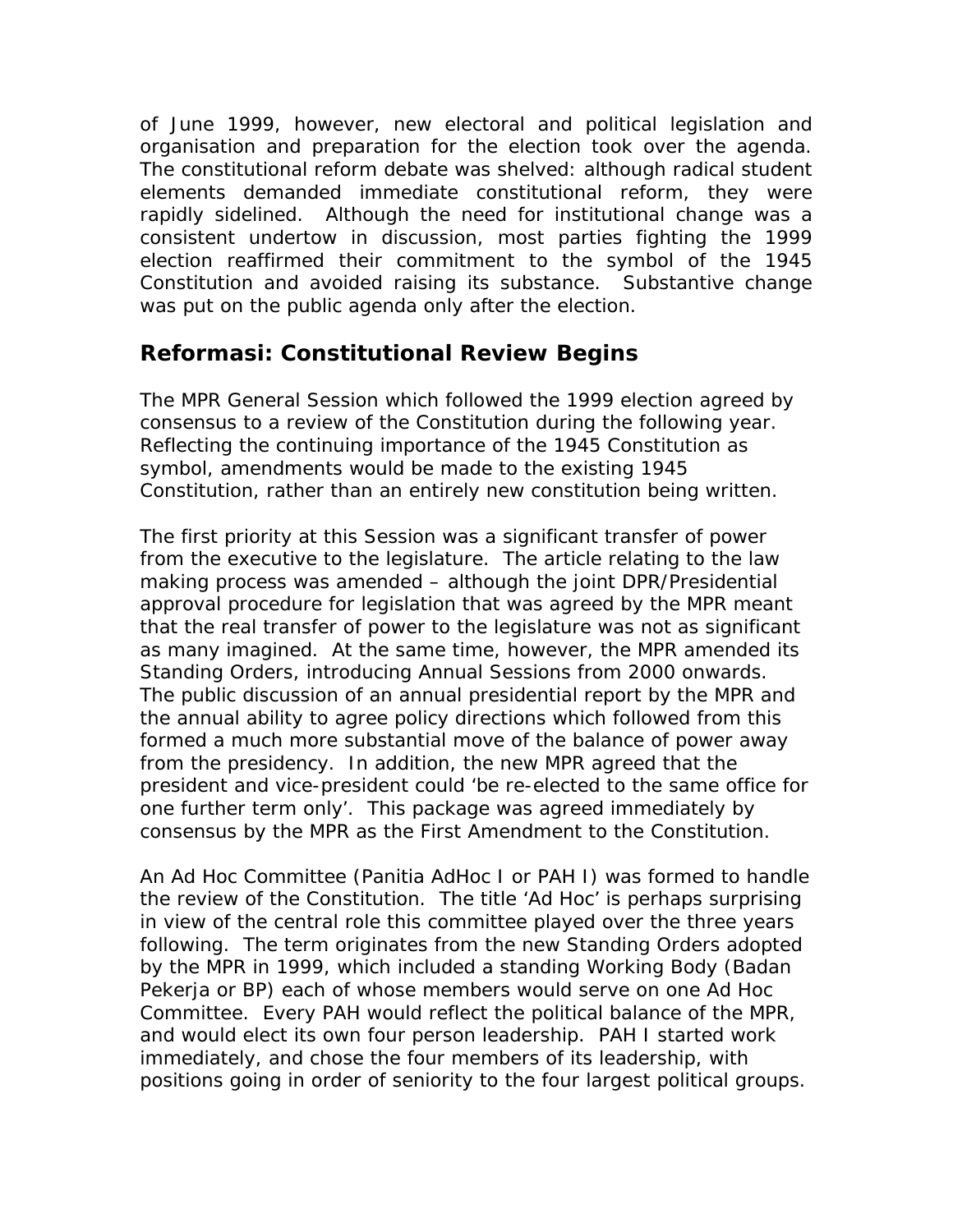of June 1999, however, new electoral and political legislation and organisation and preparation for the election took over the agenda. The constitutional reform debate was shelved: although radical student elements demanded immediate constitutional reform, they were rapidly sidelined. Although the need for institutional change was a consistent undertow in discussion, most parties fighting the 1999 election reaffirmed their commitment to the symbol of the 1945 Constitution and avoided raising its substance. Substantive change was put on the public agenda only after the election.

## Reformasi: Constitutional Review Begins

The MPR General Session which followed the 1999 election agreed by consensus to a review of the Constitution during the following year. Reflecting the continuing importance of the 1945 Constitution as symbol, amendments would be made to the existing 1945 Constitution, rather than an entirely new constitution being written.

The first priority at this Session was a significant transfer of power from the executive to the legislature. The article relating to the law making process was amended – although the joint DPR/Presidential approval procedure for legislation that was agreed by the MPR meant that the real transfer of power to the legislature was not as significant as many imagined. At the same time, however, the MPR amended its Standing Orders, introducing Annual Sessions from 2000 onwards. The public discussion of an annual presidential report by the MPR and the annual ability to agree policy directions which followed from this formed a much more substantial move of the balance of power away from the presidency. In addition, the new MPR agreed that the president and vice-president could 'be re-elected to the same office for one further term only'. This package was agreed immediately by consensus by the MPR as the First Amendment to the Constitution.

An Ad Hoc Committee (Panitia AdHoc I or PAH I) was formed to handle the review of the Constitution. The title 'Ad Hoc' is perhaps surprising in view of the central role this committee played over the three years following. The term originates from the new Standing Orders adopted by the MPR in 1999, which included a standing Working Body (Badan Pekerja or BP) each of whose members would serve on one Ad Hoc Committee. Every PAH would reflect the political balance of the MPR, and would elect its own four person leadership. PAH I started work immediately, and chose the four members of its leadership, with positions going in order of seniority to the four largest political groups.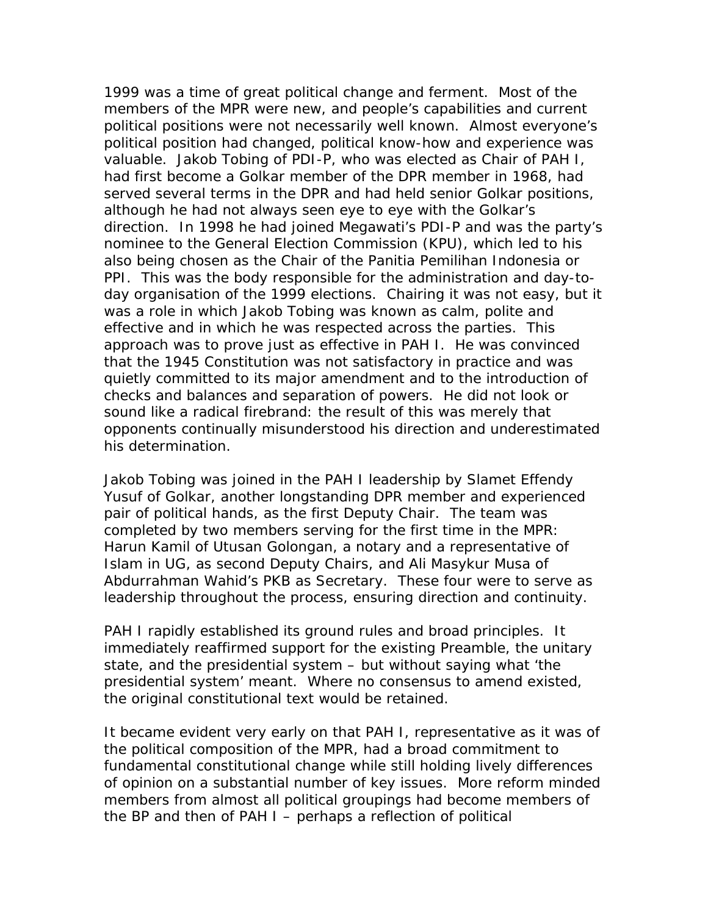1999 was a time of great political change and ferment. Most of the members of the MPR were new, and people's capabilities and current political positions were not necessarily well known. Almost everyone's political position had changed, political know-how and experience was valuable. Jakob Tobing of PDI-P, who was elected as Chair of PAH I, had first become a Golkar member of the DPR member in 1968, had served several terms in the DPR and had held senior Golkar positions, although he had not always seen eye to eye with the Golkar's direction. In 1998 he had joined Megawati's PDI-P and was the party's nominee to the General Election Commission (KPU), which led to his also being chosen as the Chair of the Panitia Pemilihan Indonesia or PPI. This was the body responsible for the administration and day-to-day organisation of the 1999 elections. Chairing it was not easy, but it was a role in which Jakob Tobing was known as calm, polite and effective and in which he was respected across the parties. This approach was to prove just as effective in PAH I. He was convinced that the 1945 Constitution was not satisfactory in practice and was quietly committed to its major amendment and to the introduction of checks and balances and separation of powers. He did not look or sound like a radical firebrand: the result of this was merely that opponents continually misunderstood his direction and underestimated his determination.

Jakob Tobing was joined in the PAH I leadership by Slamet Effendy Yusuf of Golkar, another longstanding DPR member and experienced pair of political hands, as the first Deputy Chair. The team was completed by two members serving for the first time in the MPR: Harun Kamil of Utusan Golongan, a notary and a representative of Islam in UG, as second Deputy Chairs, and Ali Masykur Musa of Abdurrahman Wahid's PKB as Secretary. These four were to serve as leadership throughout the process, ensuring direction and continuity.

PAH I rapidly established its ground rules and broad principles. It immediately reaffirmed support for the existing Preamble, the unitary state, and the presidential system – but without saying what 'the presidential system' meant. Where no consensus to amend existed, the original constitutional text would be retained.

It became evident very early on that PAH I, representative as it was of the political composition of the MPR, had a broad commitment to fundamental constitutional change while still holding lively differences of opinion on a substantial number of key issues. More reform minded members from almost all political groupings had become members of the BP and then of PAH I – perhaps a reflection of political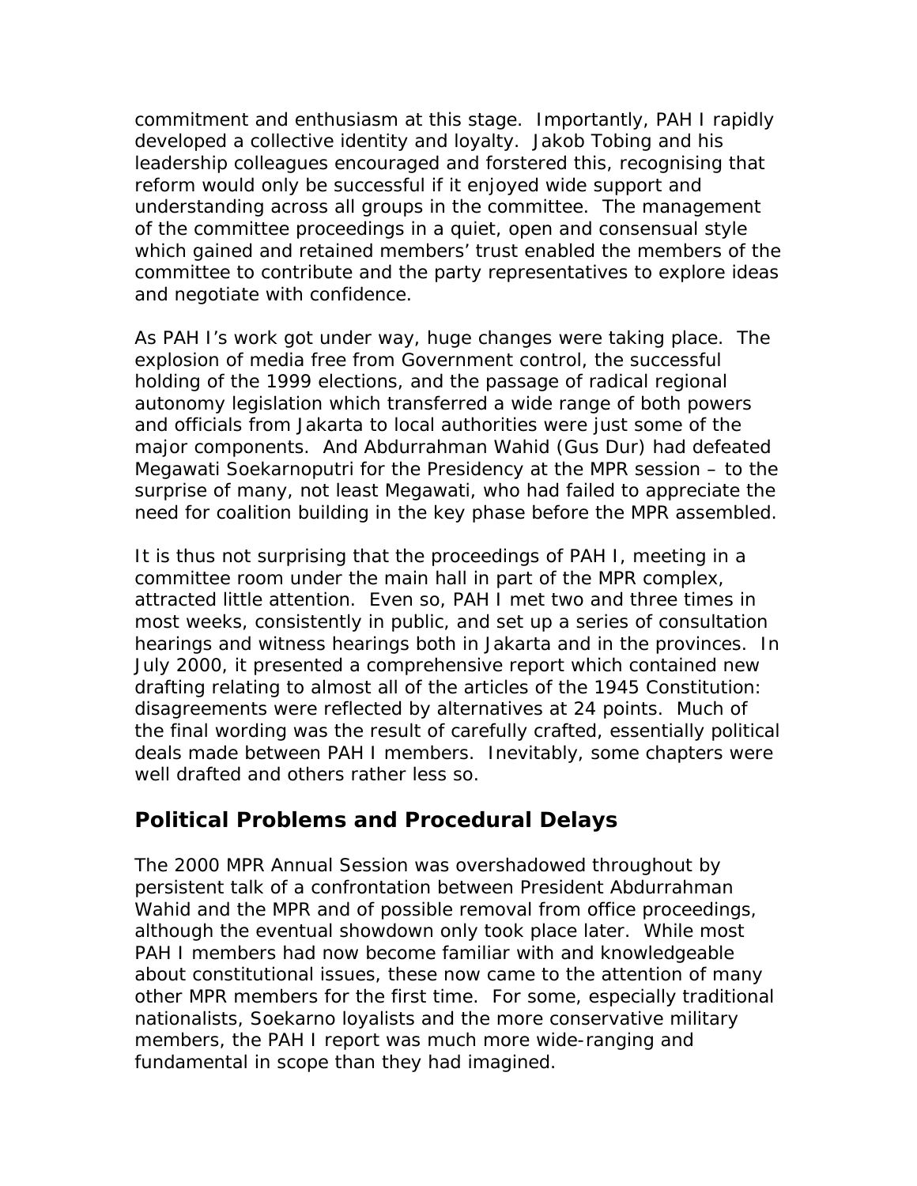commitment and enthusiasm at this stage. Importantly, PAH I rapidly developed a collective identity and loyalty. Jakob Tobing and his leadership colleagues encouraged and forstered this, recognising that reform would only be successful if it enjoyed wide support and understanding across all groups in the committee. The management of the committee proceedings in a quiet, open and consensual style which gained and retained members' trust enabled the members of the committee to contribute and the party representatives to explore ideas and negotiate with confidence.

As PAH I's work got under way, huge changes were taking place. The explosion of media free from Government control, the successful holding of the 1999 elections, and the passage of radical regional autonomy legislation which transferred a wide range of both powers and officials from Jakarta to local authorities were just some of the major components. And Abdurrahman Wahid (Gus Dur) had defeated Megawati Soekarnoputri for the Presidency at the MPR session – to the surprise of many, not least Megawati, who had failed to appreciate the need for coalition building in the key phase before the MPR assembled.

It is thus not surprising that the proceedings of PAH I, meeting in a committee room under the main hall in part of the MPR complex, attracted little attention. Even so, PAH I met two and three times in most weeks, consistently in public, and set up a series of consultation hearings and witness hearings both in Jakarta and in the provinces. In July 2000, it presented a comprehensive report which contained new drafting relating to almost all of the articles of the 1945 Constitution: disagreements were reflected by alternatives at 24 points. Much of the final wording was the result of carefully crafted, essentially political deals made between PAH I members. Inevitably, some chapters were well drafted and others rather less so.

## Political Problems and Procedural Delays

The 2000 MPR Annual Session was overshadowed throughout by persistent talk of a confrontation between President Abdurrahman Wahid and the MPR and of possible removal from office proceedings, although the eventual showdown only took place later. While most PAH I members had now become familiar with and knowledgeable about constitutional issues, these now came to the attention of many other MPR members for the first time. For some, especially traditional nationalists, Soekarno loyalists and the more conservative military members, the PAH I report was much more wide-ranging and fundamental in scope than they had imagined.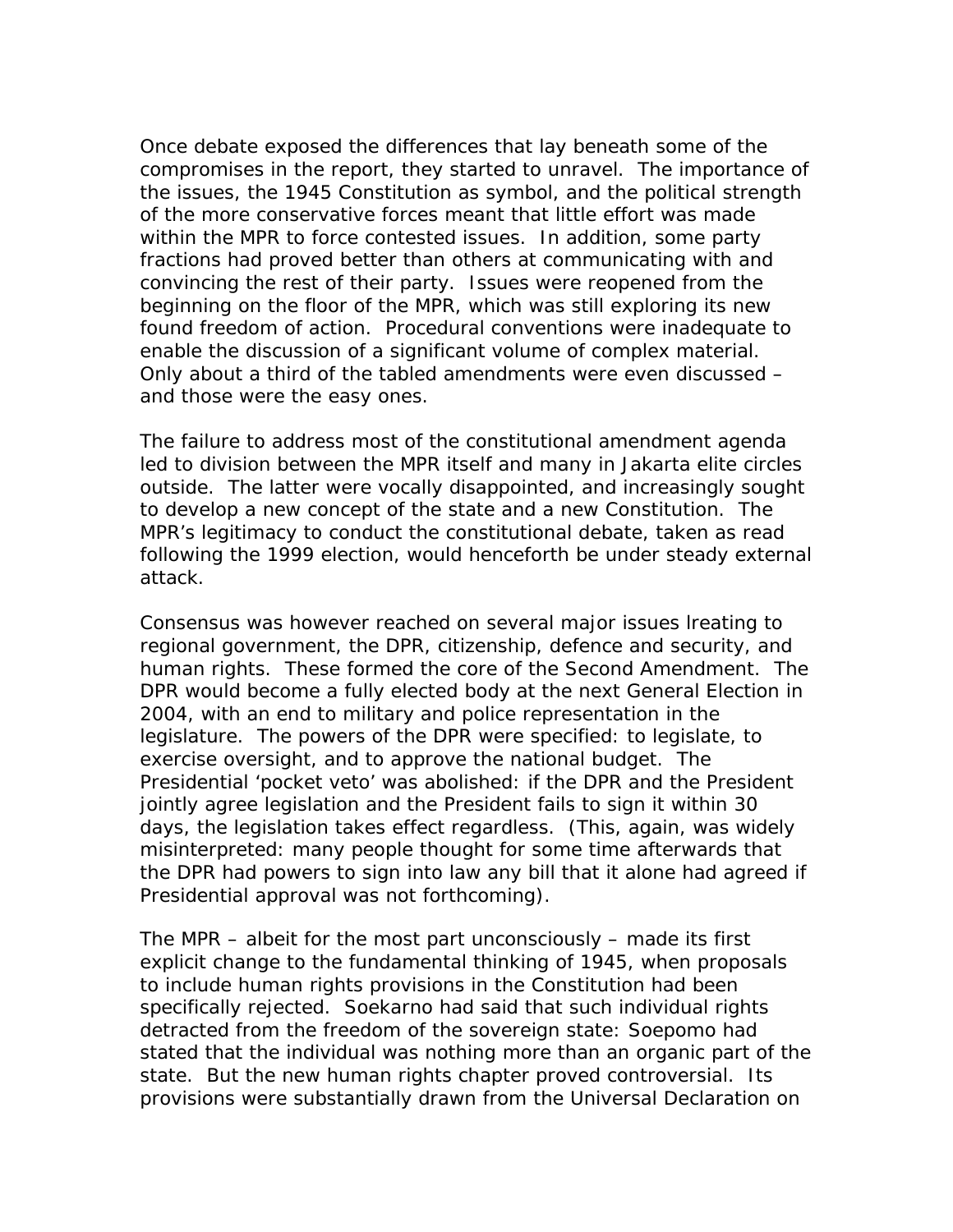Once debate exposed the differences that lay beneath some of the compromises in the report, they started to unravel. The importance of the issues, the 1945 Constitution as symbol, and the political strength of the more conservative forces meant that little effort was made within the MPR to force contested issues. In addition, some party fractions had proved better than others at communicating with and convincing the rest of their party. Issues were reopened from the beginning on the floor of the MPR, which was still exploring its new found freedom of action. Procedural conventions were inadequate to enable the discussion of a significant volume of complex material. Only about a third of the tabled amendments were even discussed – and those were the easy ones.

The failure to address most of the constitutional amendment agenda led to division between the MPR itself and many in Jakarta elite circles outside. The latter were vocally disappointed, and increasingly sought to develop a new concept of the state and a new Constitution. The MPR's legitimacy to conduct the constitutional debate, taken as read following the 1999 election, would henceforth be under steady external attack.

Consensus was however reached on several major issues lreating to regional government, the DPR, citizenship, defence and security, and human rights. These formed the core of the Second Amendment. The DPR would become a fully elected body at the next General Election in 2004, with an end to military and police representation in the legislature. The powers of the DPR were specified: to legislate, to exercise oversight, and to approve the national budget. The Presidential 'pocket veto' was abolished: if the DPR and the President jointly agree legislation and the President fails to sign it within 30 days, the legislation takes effect regardless. (This, again, was widely misinterpreted: many people thought for some time afterwards that the DPR had powers to sign into law any bill that it alone had agreed if Presidential approval was not forthcoming).

The MPR – albeit for the most part unconsciously – made its first explicit change to the fundamental thinking of 1945, when proposals to include human rights provisions in the Constitution had been specifically rejected. Soekarno had said that such individual rights detracted from the freedom of the sovereign state: Soepomo had stated that the individual was nothing more than an organic part of the state. But the new human rights chapter proved controversial. Its provisions were substantially drawn from the Universal Declaration on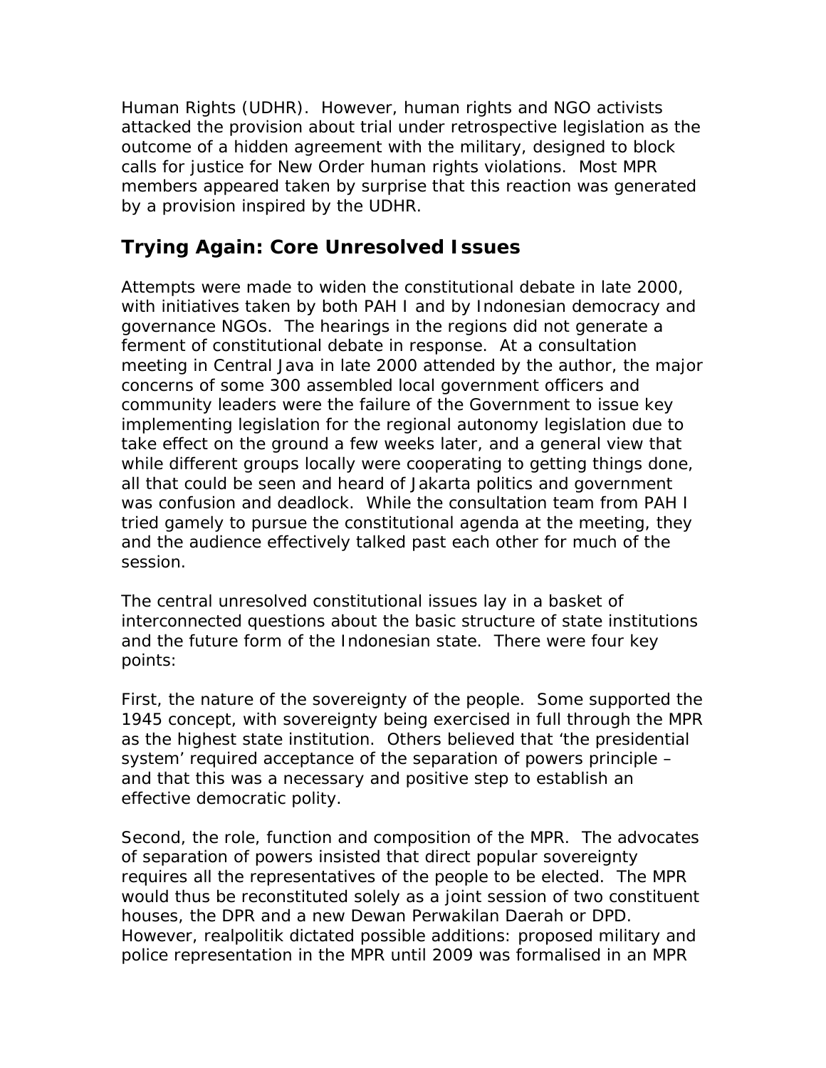Human Rights (UDHR). However, human rights and NGO activists attacked the provision about trial under retrospective legislation as the outcome of a hidden agreement with the military, designed to block calls for justice for New Order human rights violations. Most MPR members appeared taken by surprise that this reaction was generated by a provision inspired by the UDHR.

## Trying Again: Core Unresolved Issues

Attempts were made to widen the constitutional debate in late 2000, with initiatives taken by both PAH I and by Indonesian democracy and governance NGOs. The hearings in the regions did not generate a ferment of constitutional debate in response. At a consultation meeting in Central Java in late 2000 attended by the author, the major concerns of some 300 assembled local government officers and community leaders were the failure of the Government to issue key implementing legislation for the regional autonomy legislation due to take effect on the ground a few weeks later, and a general view that while different groups locally were cooperating to getting things done, all that could be seen and heard of Jakarta politics and government was confusion and deadlock. While the consultation team from PAH I tried gamely to pursue the constitutional agenda at the meeting, they and the audience effectively talked past each other for much of the session.

The central unresolved constitutional issues lay in a basket of interconnected questions about the basic structure of state institutions and the future form of the Indonesian state. There were four key points:

First, the nature of the sovereignty of the people. Some supported the 1945 concept, with sovereignty being exercised in full through the MPR as the highest state institution. Others believed that 'the presidential system' required acceptance of the separation of powers principle – and that this was a necessary and positive step to establish an effective democratic polity.

Second, the role, function and composition of the MPR. The advocates of separation of powers insisted that direct popular sovereignty requires all the representatives of the people to be elected. The MPR would thus be reconstituted solely as a joint session of two constituent houses, the DPR and a new Dewan Perwakilan Daerah or DPD. However, realpolitik dictated possible additions: proposed military and police representation in the MPR until 2009 was formalised in an MPR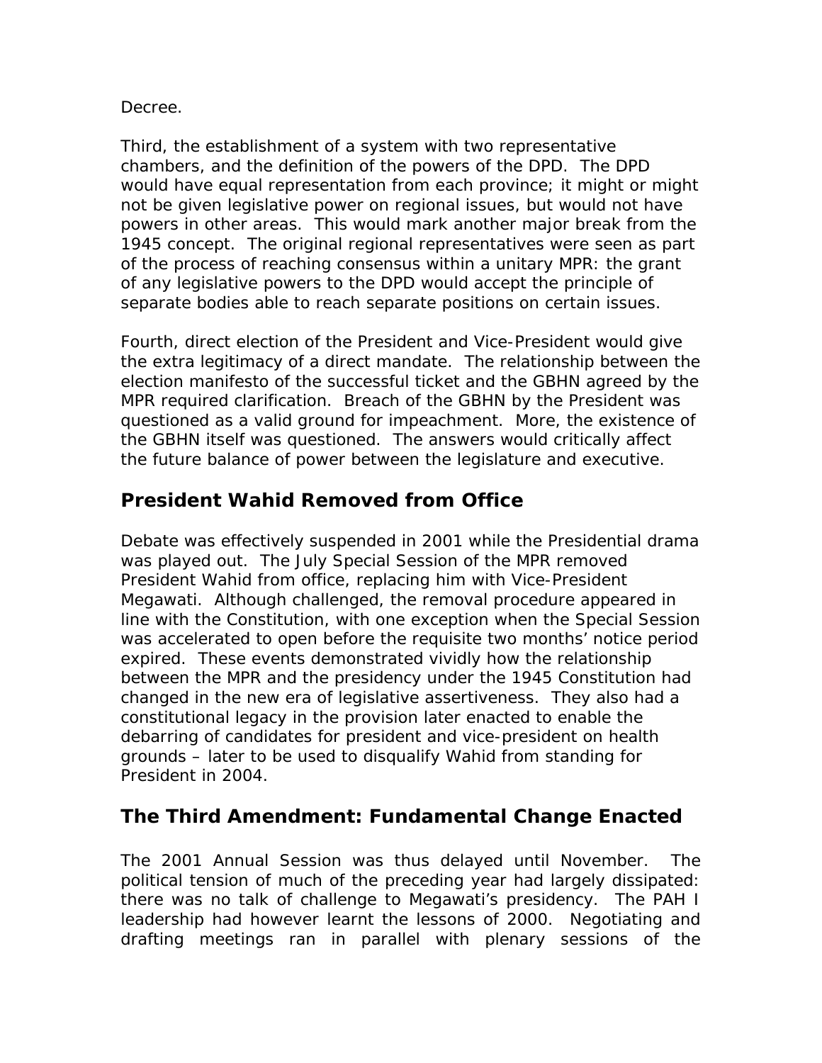Decree.

Third, the establishment of a system with two representative chambers, and the definition of the powers of the DPD. The DPD would have equal representation from each province; it might or might not be given legislative power on regional issues, but would not have powers in other areas. This would mark another major break from the 1945 concept. The original regional representatives were seen as part of the process of reaching consensus within a unitary MPR: the grant of any legislative powers to the DPD would accept the principle of separate bodies able to reach separate positions on certain issues.

Fourth, direct election of the President and Vice-President would give the extra legitimacy of a direct mandate. The relationship between the election manifesto of the successful ticket and the GBHN agreed by the MPR required clarification. Breach of the GBHN by the President was questioned as a valid ground for impeachment. More, the existence of the GBHN itself was questioned. The answers would critically affect the future balance of power between the legislature and executive.

## President Wahid Removed from Office

Debate was effectively suspended in 2001 while the Presidential drama was played out. The July Special Session of the MPR removed President Wahid from office, replacing him with Vice-President Megawati. Although challenged, the removal procedure appeared in line with the Constitution, with one exception when the Special Session was accelerated to open before the requisite two months' notice period expired. These events demonstrated vividly how the relationship between the MPR and the presidency under the 1945 Constitution had changed in the new era of legislative assertiveness. They also had a constitutional legacy in the provision later enacted to enable the debarring of candidates for president and vice-president on health grounds – later to be used to disqualify Wahid from standing for President in 2004.

## The Third Amendment: Fundamental Change Enacted

The 2001 Annual Session was thus delayed until November. The political tension of much of the preceding year had largely dissipated: there was no talk of challenge to Megawati's presidency. The PAH I leadership had however learnt the lessons of 2000. Negotiating and drafting meetings ran in parallel with plenary sessions of the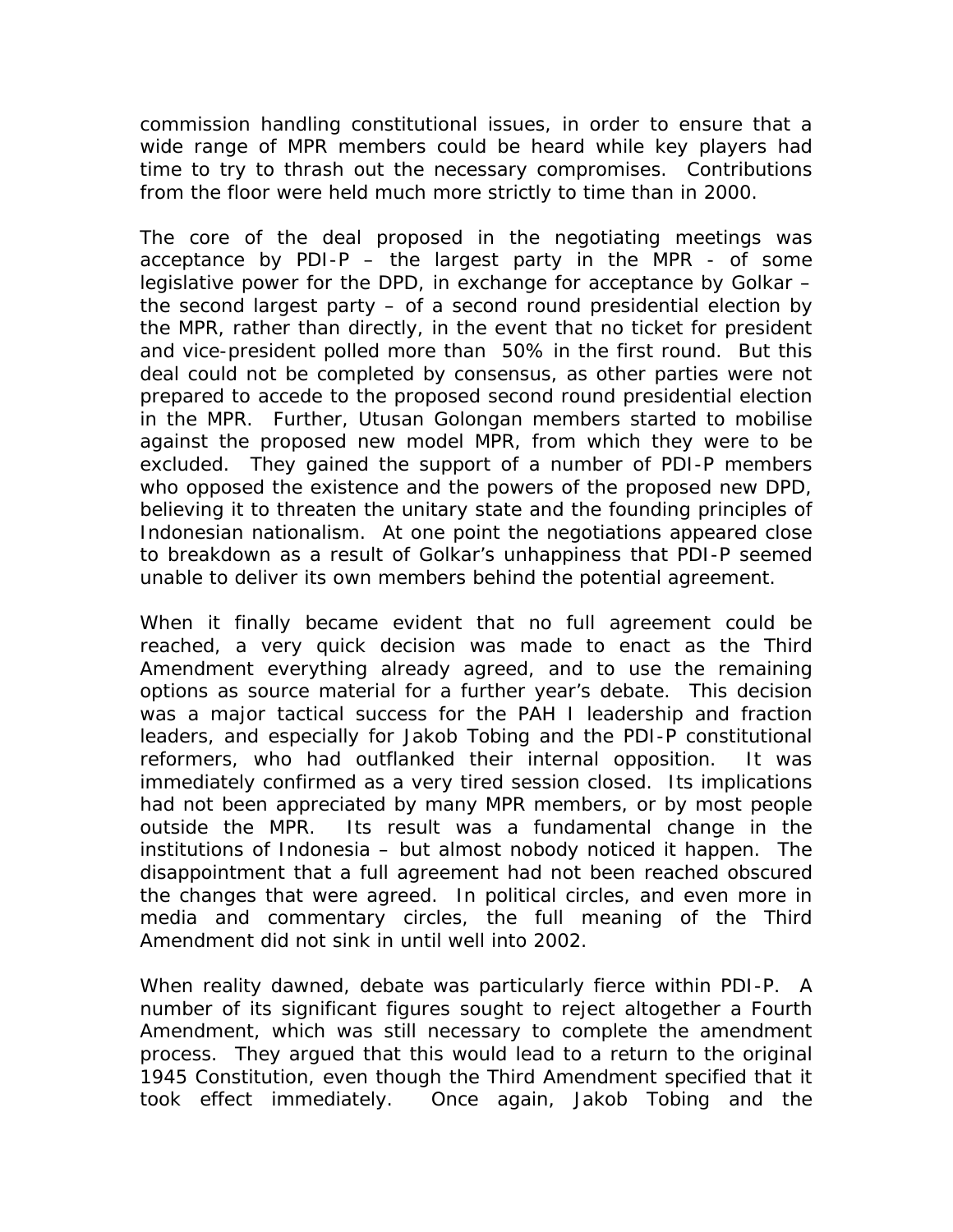commission handling constitutional issues, in order to ensure that a wide range of MPR members could be heard while key players had time to try to thrash out the necessary compromises. Contributions from the floor were held much more strictly to time than in 2000.

The core of the deal proposed in the negotiating meetings was acceptance by PDI-P – the largest party in the MPR - of some legislative power for the DPD, in exchange for acceptance by Golkar – the second largest party – of a second round presidential election by the MPR, rather than directly, in the event that no ticket for president and vice-president polled more than 50% in the first round. But this deal could not be completed by consensus, as other parties were not prepared to accede to the proposed second round presidential election in the MPR. Further, Utusan Golongan members started to mobilise against the proposed new model MPR, from which they were to be excluded. They gained the support of a number of PDI-P members who opposed the existence and the powers of the proposed new DPD, believing it to threaten the unitary state and the founding principles of Indonesian nationalism. At one point the negotiations appeared close to breakdown as a result of Golkar's unhappiness that PDI-P seemed unable to deliver its own members behind the potential agreement.

When it finally became evident that no full agreement could be reached, a very quick decision was made to enact as the Third Amendment everything already agreed, and to use the remaining options as source material for a further year's debate. This decision was a major tactical success for the PAH I leadership and fraction leaders, and especially for Jakob Tobing and the PDI-P constitutional reformers, who had outflanked their internal opposition. It was immediately confirmed as a very tired session closed. Its implications had not been appreciated by many MPR members, or by most people outside the MPR. Its result was a fundamental change in the institutions of Indonesia – but almost nobody noticed it happen. The disappointment that a full agreement had not been reached obscured the changes that were agreed. In political circles, and even more in media and commentary circles, the full meaning of the Third Amendment did not sink in until well into 2002.

When reality dawned, debate was particularly fierce within PDI-P. A number of its significant figures sought to reject altogether a Fourth Amendment, which was still necessary to complete the amendment process. They argued that this would lead to a return to the original 1945 Constitution, even though the Third Amendment specified that it took effect immediately. Once again, Jakob Tobing and the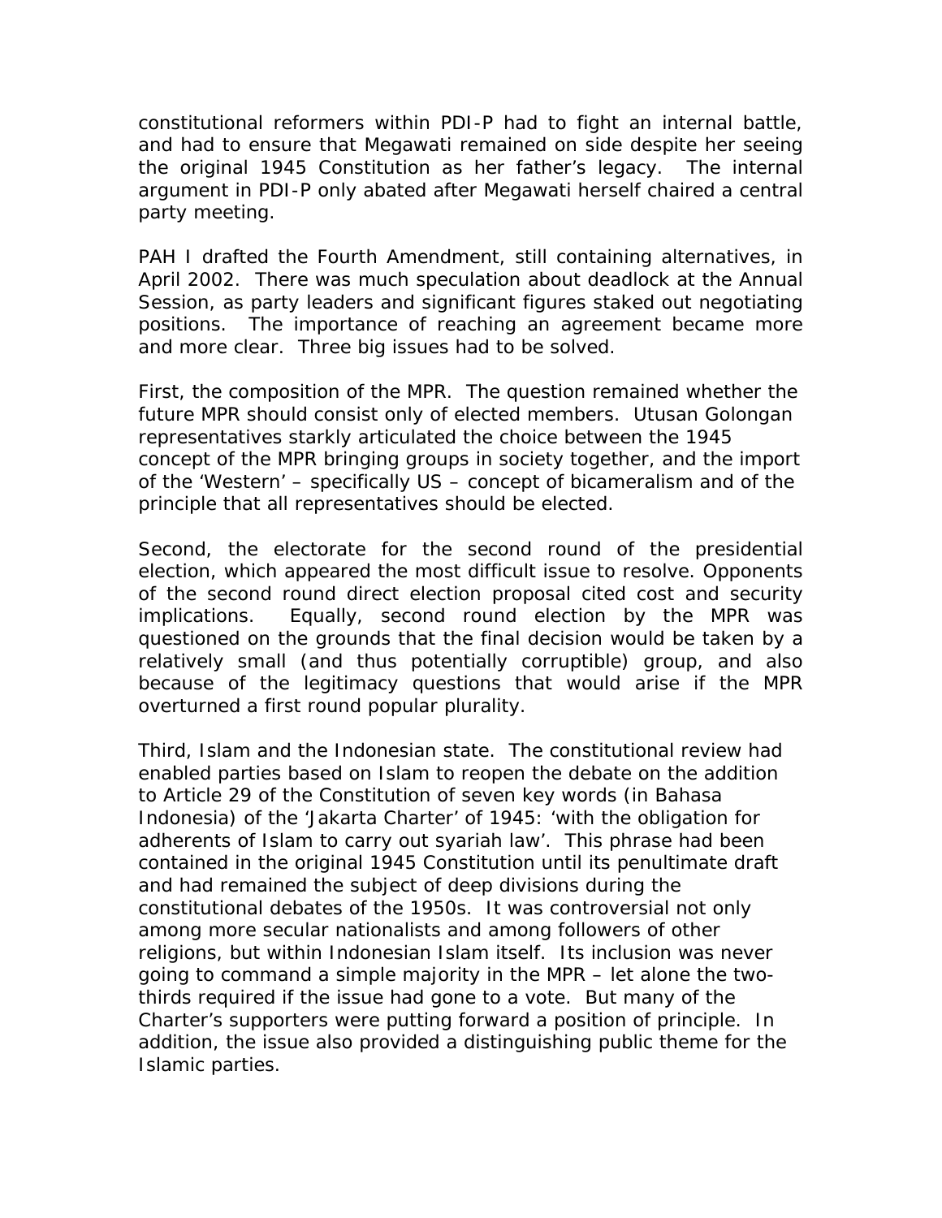constitutional reformers within PDI-P had to fight an internal battle, and had to ensure that Megawati remained on side despite her seeing the original 1945 Constitution as her father's legacy. The internal argument in PDI-P only abated after Megawati herself chaired a central party meeting.

PAH I drafted the Fourth Amendment, still containing alternatives, in April 2002. There was much speculation about deadlock at the Annual Session, as party leaders and significant figures staked out negotiating positions. The importance of reaching an agreement became more and more clear. Three big issues had to be solved.

First, the composition of the MPR. The question remained whether the future MPR should consist only of elected members. Utusan Golongan representatives starkly articulated the choice between the 1945 concept of the MPR bringing groups in society together, and the import of the 'Western' – specifically US – concept of bicameralism and of the principle that all representatives should be elected.

Second, the electorate for the second round of the presidential election, which appeared the most difficult issue to resolve. Opponents of the second round direct election proposal cited cost and security implications. Equally, second round election by the MPR was questioned on the grounds that the final decision would be taken by a relatively small (and thus potentially corruptible) group, and also because of the legitimacy questions that would arise if the MPR overturned a first round popular plurality.

Third, Islam and the Indonesian state. The constitutional review had enabled parties based on Islam to reopen the debate on the addition to Article 29 of the Constitution of seven key words (in Bahasa Indonesia) of the 'Jakarta Charter' of 1945: 'with the obligation for adherents of Islam to carry out syariah law'. This phrase had been contained in the original 1945 Constitution until its penultimate draft and had remained the subject of deep divisions during the constitutional debates of the 1950s. It was controversial not only among more secular nationalists and among followers of other religions, but within Indonesian Islam itself. Its inclusion was never going to command a simple majority in the MPR – let alone the two-thirds required if the issue had gone to a vote. But many of the Charter's supporters were putting forward a position of principle. In addition, the issue also provided a distinguishing public theme for the Islamic parties.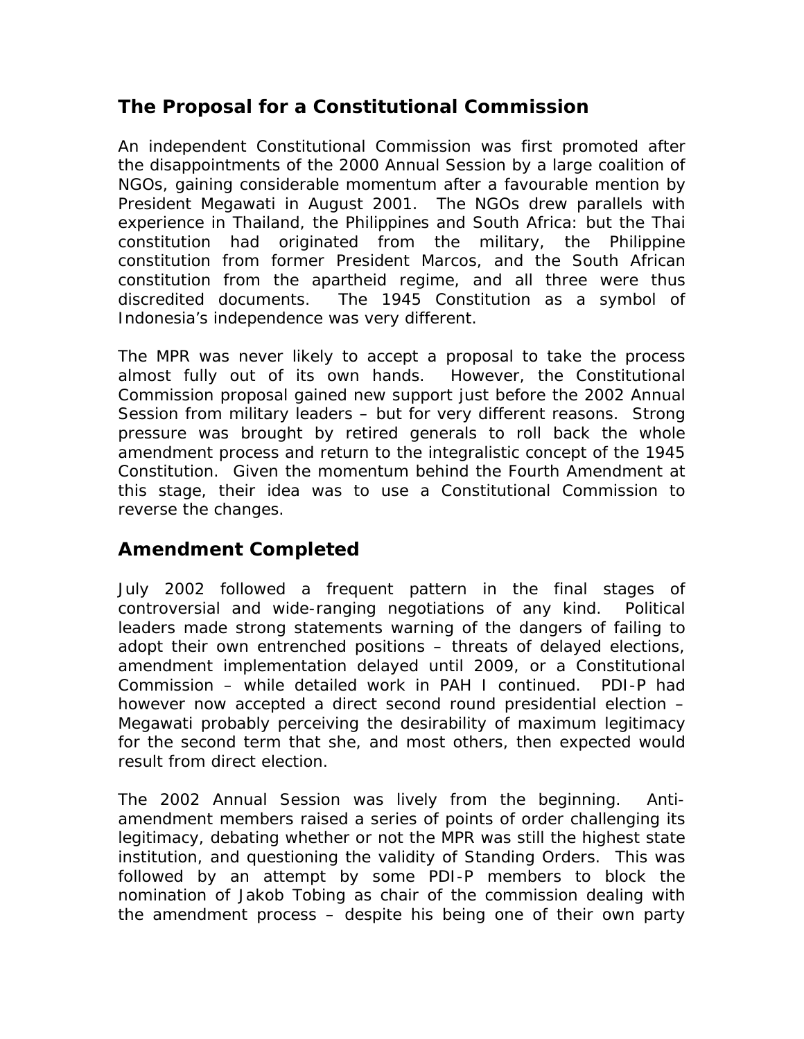## The Proposal for a Constitutional Commission

An independent Constitutional Commission was first promoted after the disappointments of the 2000 Annual Session by a large coalition of NGOs, gaining considerable momentum after a favourable mention by President Megawati in August 2001. The NGOs drew parallels with experience in Thailand, the Philippines and South Africa: but the Thai constitution had originated from the military, the Philippine constitution from former President Marcos, and the South African constitution from the apartheid regime, and all three were thus discredited documents. The 1945 Constitution as a symbol of Indonesia's independence was very different.

The MPR was never likely to accept a proposal to take the process almost fully out of its own hands. However, the Constitutional Commission proposal gained new support just before the 2002 Annual Session from military leaders – but for very different reasons. Strong pressure was brought by retired generals to roll back the whole amendment process and return to the integralistic concept of the 1945 Constitution. Given the momentum behind the Fourth Amendment at this stage, their idea was to use a Constitutional Commission to reverse the changes.

## Amendment Completed

July 2002 followed a frequent pattern in the final stages of controversial and wide-ranging negotiations of any kind. Political leaders made strong statements warning of the dangers of failing to adopt their own entrenched positions – threats of delayed elections, amendment implementation delayed until 2009, or a Constitutional Commission – while detailed work in PAH I continued. PDI-P had however now accepted a direct second round presidential election – Megawati probably perceiving the desirability of maximum legitimacy for the second term that she, and most others, then expected would result from direct election.

The 2002 Annual Session was lively from the beginning. Anti-amendment members raised a series of points of order challenging its legitimacy, debating whether or not the MPR was still the highest state institution, and questioning the validity of Standing Orders. This was followed by an attempt by some PDI-P members to block the nomination of Jakob Tobing as chair of the commission dealing with the amendment process – despite his being one of their own party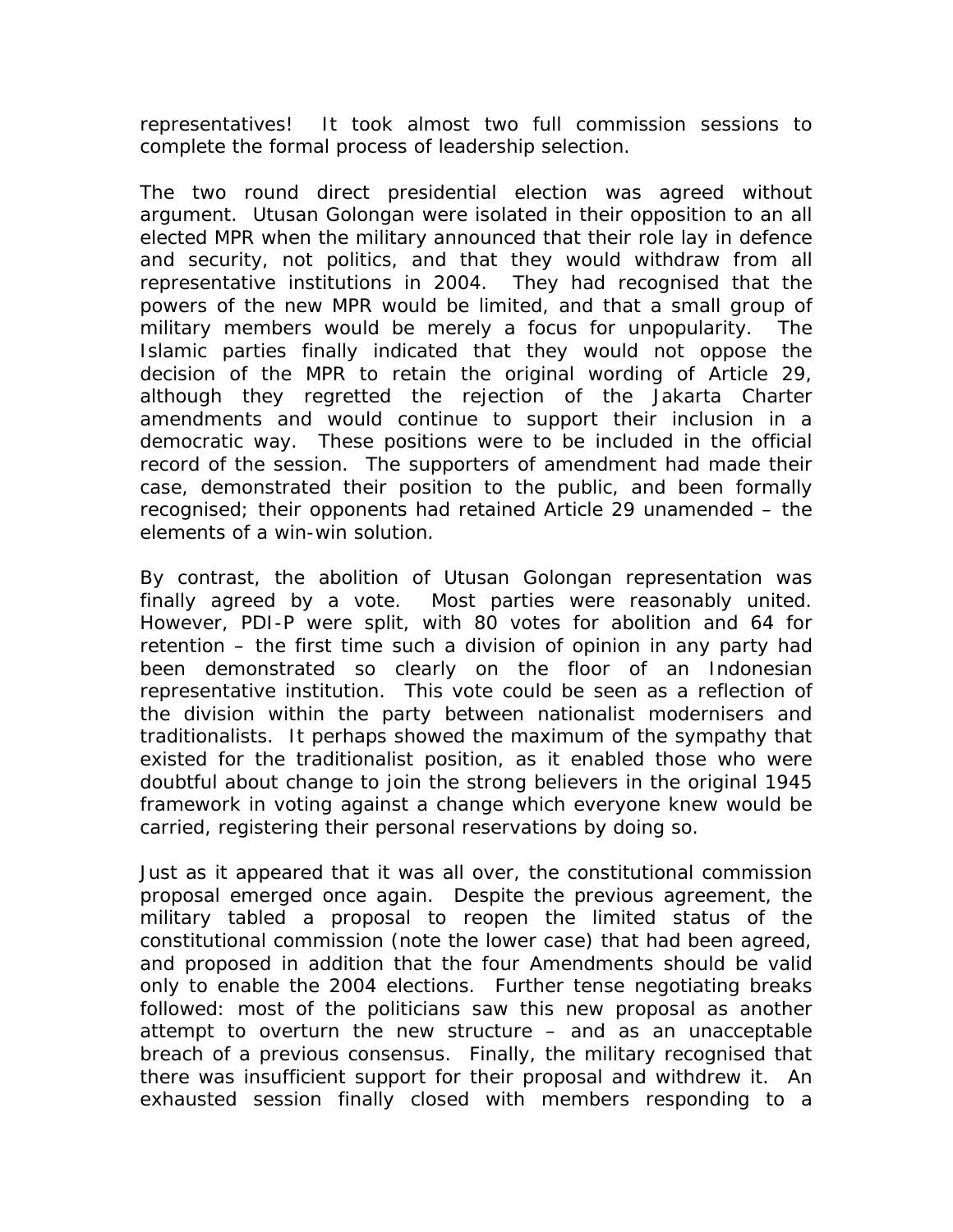representatives! It took almost two full commission sessions to complete the formal process of leadership selection.

The two round direct presidential election was agreed without argument. Utusan Golongan were isolated in their opposition to an all elected MPR when the military announced that their role lay in defence and security, not politics, and that they would withdraw from all representative institutions in 2004. They had recognised that the powers of the new MPR would be limited, and that a small group of military members would be merely a focus for unpopularity. The Islamic parties finally indicated that they would not oppose the decision of the MPR to retain the original wording of Article 29, although they regretted the rejection of the Jakarta Charter amendments and would continue to support their inclusion in a democratic way. These positions were to be included in the official record of the session. The supporters of amendment had made their case, demonstrated their position to the public, and been formally recognised; their opponents had retained Article 29 unamended – the elements of a win-win solution.

By contrast, the abolition of Utusan Golongan representation was finally agreed by a vote. Most parties were reasonably united. However, PDI-P were split, with 80 votes for abolition and 64 for retention – the first time such a division of opinion in any party had been demonstrated so clearly on the floor of an Indonesian representative institution. This vote could be seen as a reflection of the division within the party between nationalist modernisers and traditionalists. It perhaps showed the maximum of the sympathy that existed for the traditionalist position, as it enabled those who were doubtful about change to join the strong believers in the original 1945 framework in voting against a change which everyone knew would be carried, registering their personal reservations by doing so.

Just as it appeared that it was all over, the constitutional commission proposal emerged once again. Despite the previous agreement, the military tabled a proposal to reopen the limited status of the constitutional commission (note the lower case) that had been agreed, and proposed in addition that the four Amendments should be valid only to enable the 2004 elections. Further tense negotiating breaks followed: most of the politicians saw this new proposal as another attempt to overturn the new structure – and as an unacceptable breach of a previous consensus. Finally, the military recognised that there was insufficient support for their proposal and withdrew it. An exhausted session finally closed with members responding to a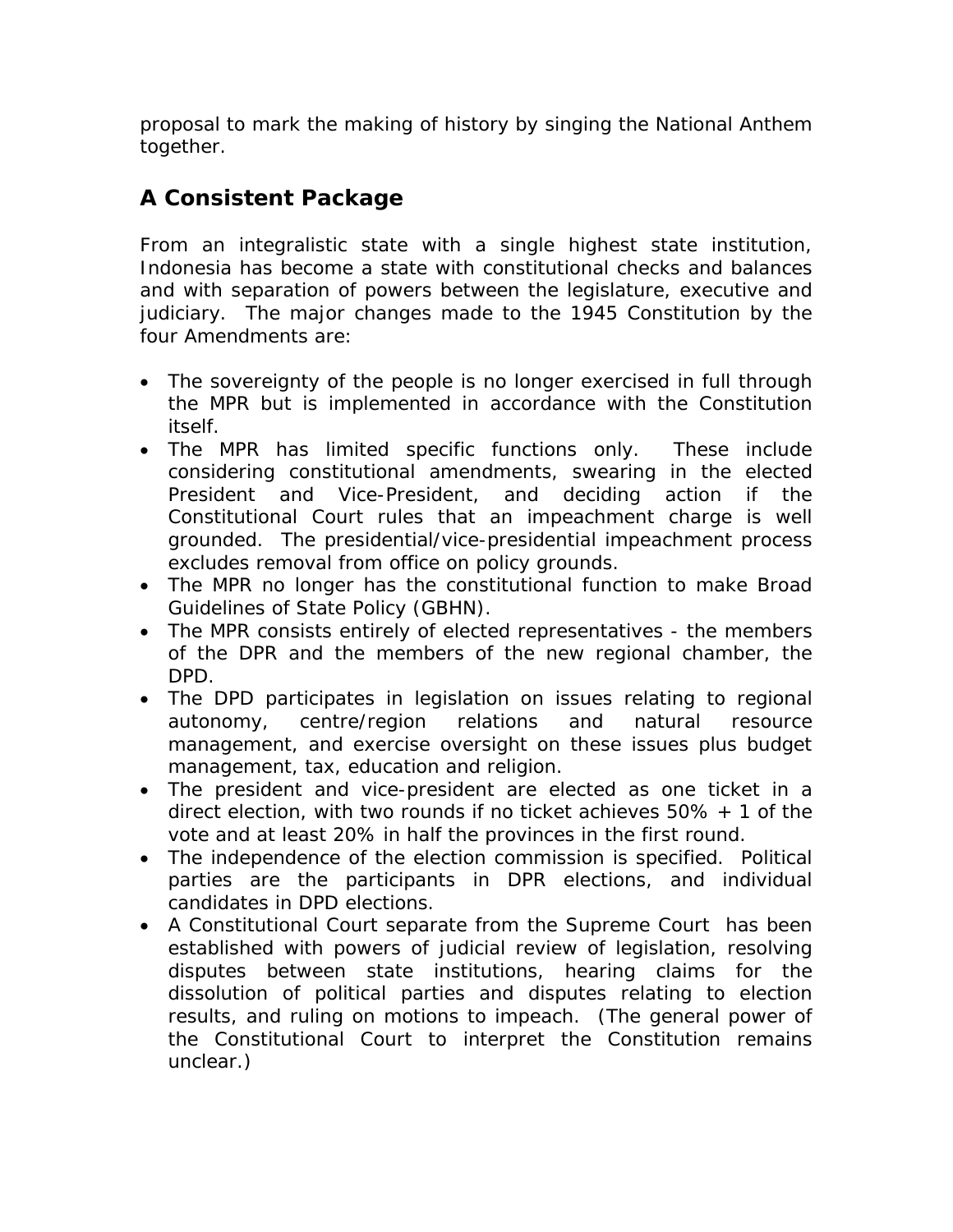proposal to mark the making of history by singing the National Anthem together.

## A Consistent Package

From an integralistic state with a single highest state institution, Indonesia has become a state with constitutional checks and balances and with separation of powers between the legislature, executive and judiciary. The major changes made to the 1945 Constitution by the four Amendments are:

- The sovereignty of the people is no longer exercised in full through the MPR but is implemented in accordance with the Constitution itself.
- The MPR has limited specific functions only. These include considering constitutional amendments, swearing in the elected President and Vice-President, and deciding action if the Constitutional Court rules that an impeachment charge is well grounded. The presidential/vice-presidential impeachment process excludes removal from office on policy grounds.
- The MPR no longer has the constitutional function to make Broad Guidelines of State Policy (GBHN).
- The MPR consists entirely of elected representatives - the members of the DPR and the members of the new regional chamber, the DPD.
- The DPD participates in legislation on issues relating to regional autonomy, centre/region relations and natural resource management, and exercise oversight on these issues plus budget management, tax, education and religion.
- The president and vice-president are elected as one ticket in a direct election, with two rounds if no ticket achieves 50% + 1 of the vote and at least 20% in half the provinces in the first round.
- The independence of the election commission is specified. Political parties are the participants in DPR elections, and individual candidates in DPD elections.
- A Constitutional Court separate from the Supreme Court has been established with powers of judicial review of legislation, resolving disputes between state institutions, hearing claims for the dissolution of political parties and disputes relating to election results, and ruling on motions to impeach. (The general power of the Constitutional Court to interpret the Constitution remains unclear.)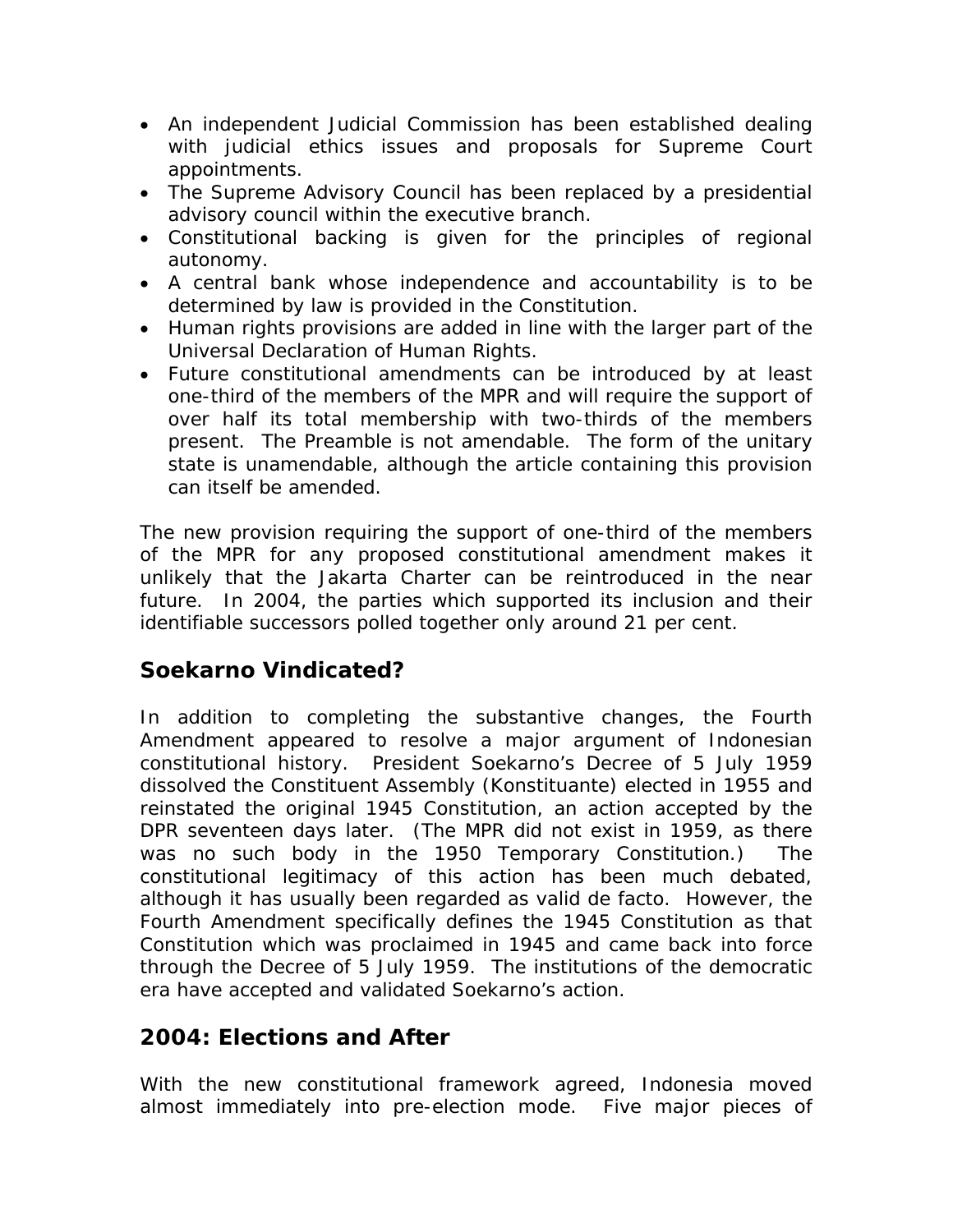- An independent Judicial Commission has been established dealing with judicial ethics issues and proposals for Supreme Court appointments.
- The Supreme Advisory Council has been replaced by a presidential advisory council within the executive branch.
- Constitutional backing is given for the principles of regional autonomy.
- A central bank whose independence and accountability is to be determined by law is provided in the Constitution.
- Human rights provisions are added in line with the larger part of the Universal Declaration of Human Rights.
- Future constitutional amendments can be introduced by at least one-third of the members of the MPR and will require the support of over half its total membership with two-thirds of the members present. The Preamble is not amendable. The form of the unitary state is unamendable, although the article containing this provision can itself be amended.

The new provision requiring the support of one-third of the members of the MPR for any proposed constitutional amendment makes it unlikely that the Jakarta Charter can be reintroduced in the near future. In 2004, the parties which supported its inclusion and their identifiable successors polled together only around 21 per cent.

## Soekarno Vindicated?

In addition to completing the substantive changes, the Fourth Amendment appeared to resolve a major argument of Indonesian constitutional history. President Soekarno's Decree of 5 July 1959 dissolved the Constituent Assembly (Konstituante) elected in 1955 and reinstated the original 1945 Constitution, an action accepted by the DPR seventeen days later. (The MPR did not exist in 1959, as there was no such body in the 1950 Temporary Constitution.) The constitutional legitimacy of this action has been much debated, although it has usually been regarded as valid de facto. However, the Fourth Amendment specifically defines the 1945 Constitution as that Constitution which was proclaimed in 1945 and came back into force through the Decree of 5 July 1959. The institutions of the democratic era have accepted and validated Soekarno's action.

## 2004: Elections and After

With the new constitutional framework agreed, Indonesia moved almost immediately into pre-election mode. Five major pieces of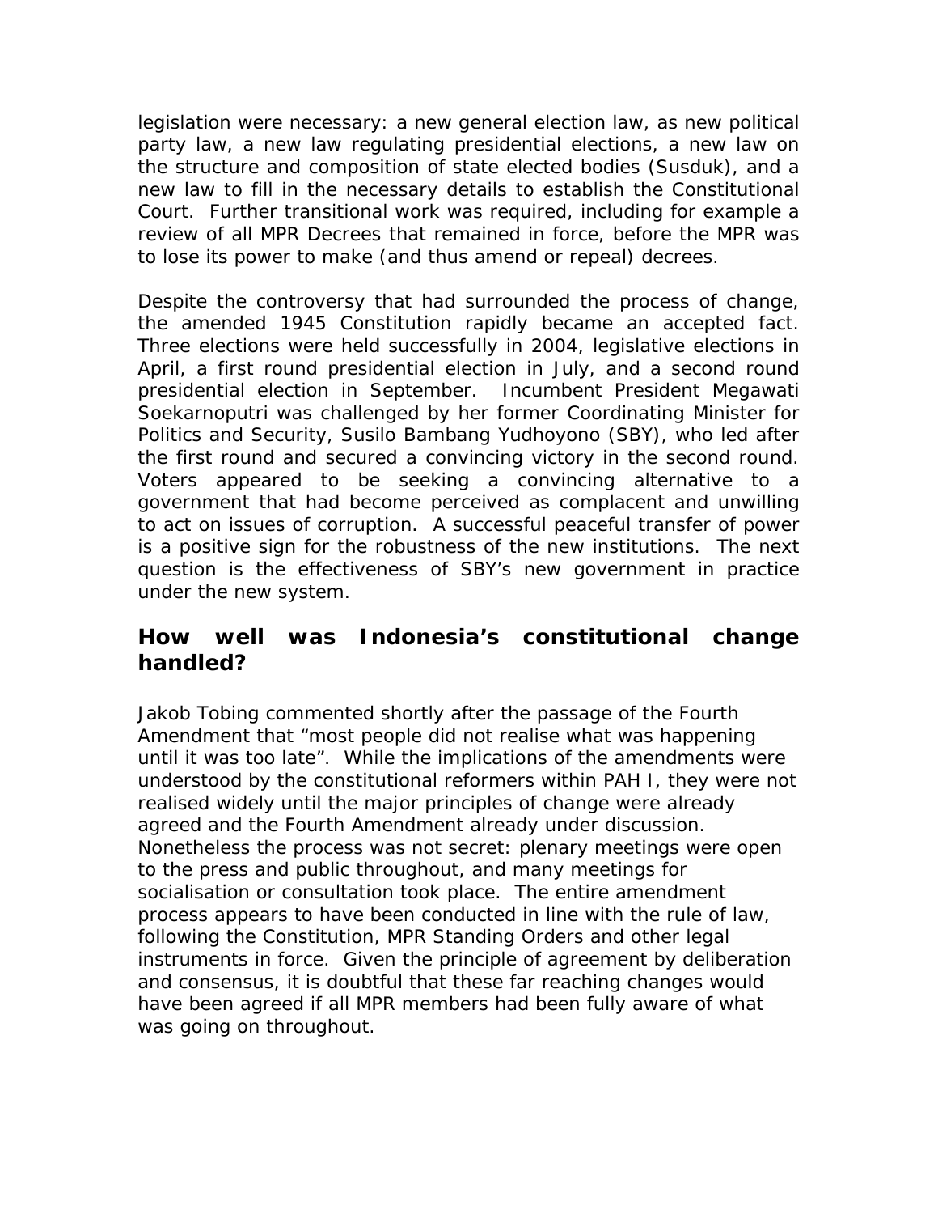legislation were necessary: a new general election law, as new political party law, a new law regulating presidential elections, a new law on the structure and composition of state elected bodies (Susduk), and a new law to fill in the necessary details to establish the Constitutional Court. Further transitional work was required, including for example a review of all MPR Decrees that remained in force, before the MPR was to lose its power to make (and thus amend or repeal) decrees.

Despite the controversy that had surrounded the process of change, the amended 1945 Constitution rapidly became an accepted fact. Three elections were held successfully in 2004, legislative elections in April, a first round presidential election in July, and a second round presidential election in September. Incumbent President Megawati Soekarnoputri was challenged by her former Coordinating Minister for Politics and Security, Susilo Bambang Yudhoyono (SBY), who led after the first round and secured a convincing victory in the second round. Voters appeared to be seeking a convincing alternative to a government that had become perceived as complacent and unwilling to act on issues of corruption. A successful peaceful transfer of power is a positive sign for the robustness of the new institutions. The next question is the effectiveness of SBY's new government in practice under the new system.

## How well was Indonesia's constitutional change handled?

Jakob Tobing commented shortly after the passage of the Fourth Amendment that "most people did not realise what was happening until it was too late". While the implications of the amendments were understood by the constitutional reformers within PAH I, they were not realised widely until the major principles of change were already agreed and the Fourth Amendment already under discussion. Nonetheless the process was not secret: plenary meetings were open to the press and public throughout, and many meetings for socialisation or consultation took place. The entire amendment process appears to have been conducted in line with the rule of law, following the Constitution, MPR Standing Orders and other legal instruments in force. Given the principle of agreement by deliberation and consensus, it is doubtful that these far reaching changes would have been agreed if all MPR members had been fully aware of what was going on throughout.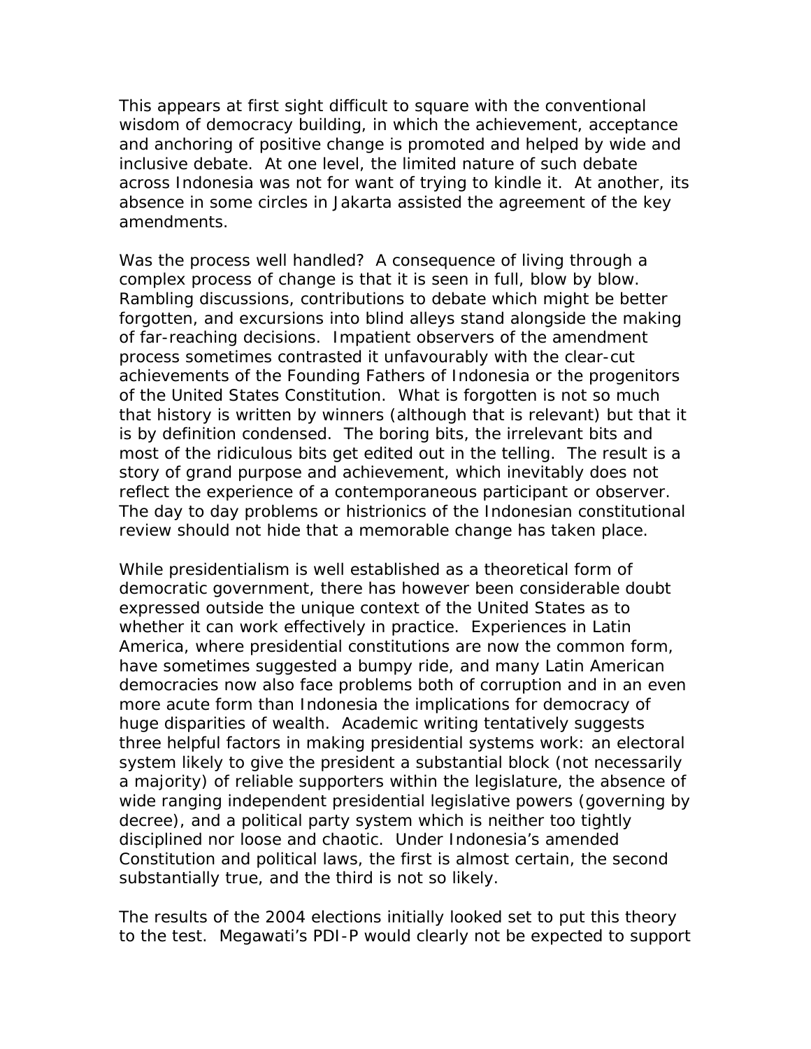This appears at first sight difficult to square with the conventional wisdom of democracy building, in which the achievement, acceptance and anchoring of positive change is promoted and helped by wide and inclusive debate. At one level, the limited nature of such debate across Indonesia was not for want of trying to kindle it. At another, its absence in some circles in Jakarta assisted the agreement of the key amendments.

Was the process well handled? A consequence of living through a complex process of change is that it is seen in full, blow by blow. Rambling discussions, contributions to debate which might be better forgotten, and excursions into blind alleys stand alongside the making of far-reaching decisions. Impatient observers of the amendment process sometimes contrasted it unfavourably with the clear-cut achievements of the Founding Fathers of Indonesia or the progenitors of the United States Constitution. What is forgotten is not so much that history is written by winners (although that is relevant) but that it is by definition condensed. The boring bits, the irrelevant bits and most of the ridiculous bits get edited out in the telling. The result is a story of grand purpose and achievement, which inevitably does not reflect the experience of a contemporaneous participant or observer. The day to day problems or histrionics of the Indonesian constitutional review should not hide that a memorable change has taken place.

While presidentialism is well established as a theoretical form of democratic government, there has however been considerable doubt expressed outside the unique context of the United States as to whether it can work effectively in practice. Experiences in Latin America, where presidential constitutions are now the common form, have sometimes suggested a bumpy ride, and many Latin American democracies now also face problems both of corruption and in an even more acute form than Indonesia the implications for democracy of huge disparities of wealth. Academic writing tentatively suggests three helpful factors in making presidential systems work: an electoral system likely to give the president a substantial block (not necessarily a majority) of reliable supporters within the legislature, the absence of wide ranging independent presidential legislative powers (governing by decree), and a political party system which is neither too tightly disciplined nor loose and chaotic. Under Indonesia's amended Constitution and political laws, the first is almost certain, the second substantially true, and the third is not so likely.

The results of the 2004 elections initially looked set to put this theory to the test. Megawati's PDI-P would clearly not be expected to support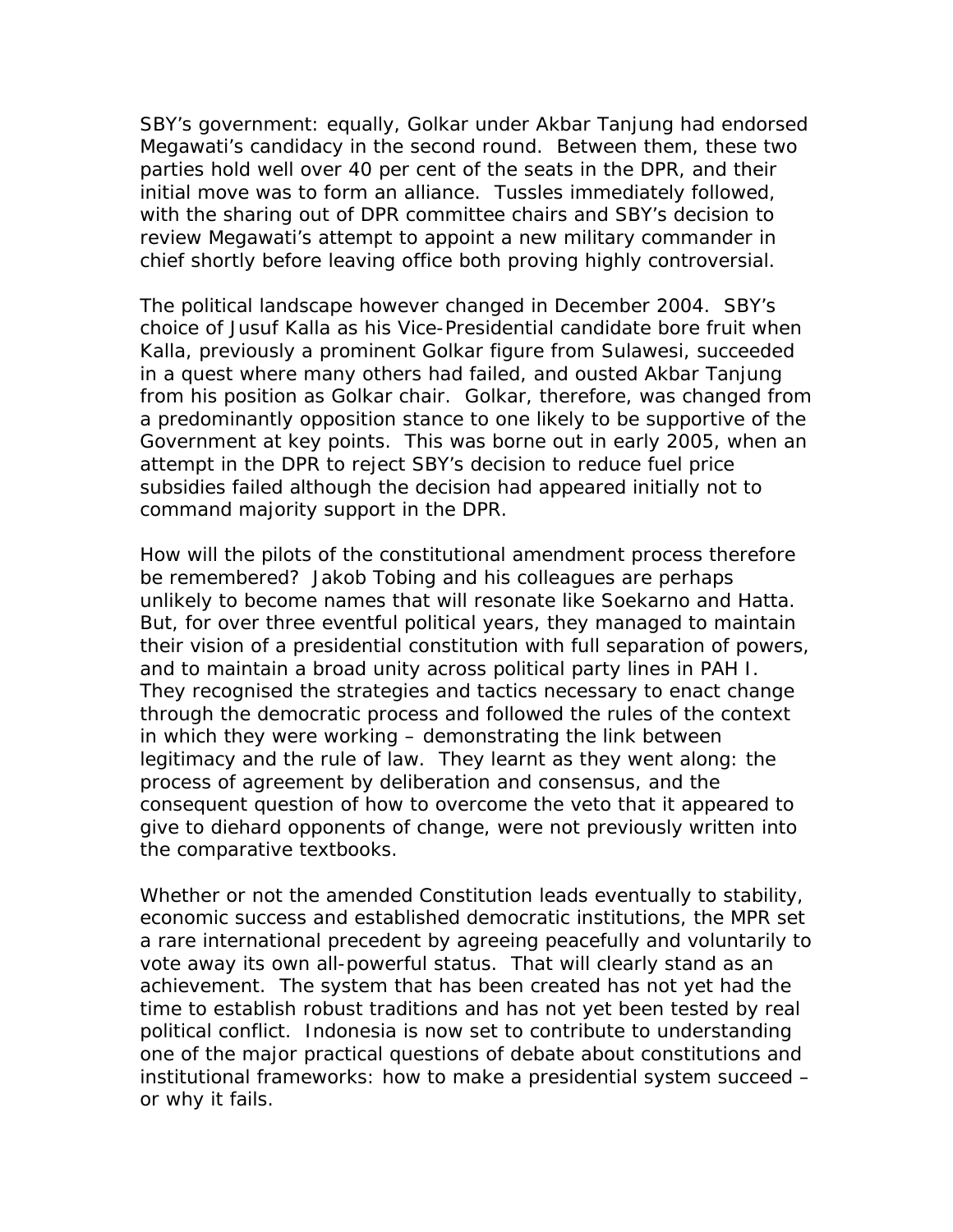SBY's government: equally, Golkar under Akbar Tanjung had endorsed Megawati's candidacy in the second round. Between them, these two parties hold well over 40 per cent of the seats in the DPR, and their initial move was to form an alliance. Tussles immediately followed, with the sharing out of DPR committee chairs and SBY's decision to review Megawati's attempt to appoint a new military commander in chief shortly before leaving office both proving highly controversial.

The political landscape however changed in December 2004. SBY's choice of Jusuf Kalla as his Vice-Presidential candidate bore fruit when Kalla, previously a prominent Golkar figure from Sulawesi, succeeded in a quest where many others had failed, and ousted Akbar Tanjung from his position as Golkar chair. Golkar, therefore, was changed from a predominantly opposition stance to one likely to be supportive of the Government at key points. This was borne out in early 2005, when an attempt in the DPR to reject SBY's decision to reduce fuel price subsidies failed although the decision had appeared initially not to command majority support in the DPR.

How will the pilots of the constitutional amendment process therefore be remembered? Jakob Tobing and his colleagues are perhaps unlikely to become names that will resonate like Soekarno and Hatta. But, for over three eventful political years, they managed to maintain their vision of a presidential constitution with full separation of powers, and to maintain a broad unity across political party lines in PAH I. They recognised the strategies and tactics necessary to enact change through the democratic process and followed the rules of the context in which they were working – demonstrating the link between legitimacy and the rule of law. They learnt as they went along: the process of agreement by deliberation and consensus, and the consequent question of how to overcome the veto that it appeared to give to diehard opponents of change, were not previously written into the comparative textbooks.

Whether or not the amended Constitution leads eventually to stability, economic success and established democratic institutions, the MPR set a rare international precedent by agreeing peacefully and voluntarily to vote away its own all-powerful status. That will clearly stand as an achievement. The system that has been created has not yet had the time to establish robust traditions and has not yet been tested by real political conflict. Indonesia is now set to contribute to understanding one of the major practical questions of debate about constitutions and institutional frameworks: how to make a presidential system succeed – or why it fails.